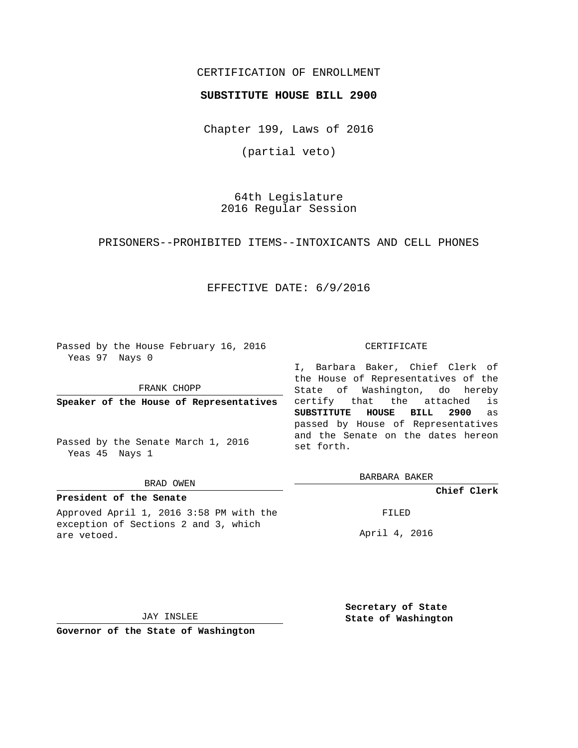CERTIFICATION OF ENROLLMENT

**SUBSTITUTE HOUSE BILL 2900**

Chapter 199, Laws of 2016

(partial veto)

64th Legislature
2016 Regular Session

PRISONERS--PROHIBITED ITEMS--INTOXICANTS AND CELL PHONES

EFFECTIVE DATE: 6/9/2016

Passed by the House February 16, 2016
Yeas 97 Nays 0

FRANK CHOPP

**Speaker of the House of Representatives**

Passed by the Senate March 1, 2016
Yeas 45 Nays 1

BRAD OWEN

**President of the Senate**

Approved April 1, 2016 3:58 PM with the exception of Sections 2 and 3, which are vetoed.

JAY INSLEE

**Governor of the State of Washington**

CERTIFICATE

I, Barbara Baker, Chief Clerk of the House of Representatives of the State of Washington, do hereby certify that the attached is **SUBSTITUTE HOUSE BILL 2900** as passed by House of Representatives and the Senate on the dates hereon set forth.

BARBARA BAKER

**Chief Clerk**

FILED

April 4, 2016

**Secretary of State**
**State of Washington**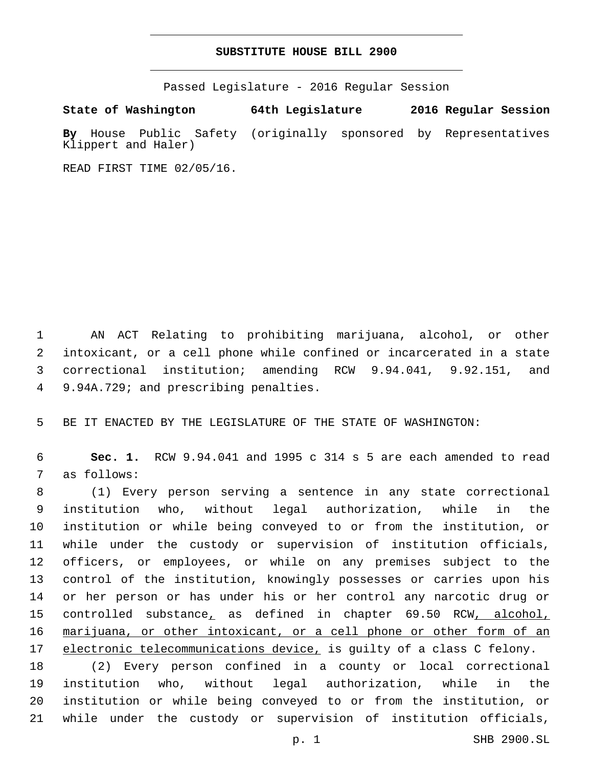# SUBSTITUTE HOUSE BILL 2900

Passed Legislature - 2016 Regular Session

**State of Washington 64th Legislature 2016 Regular Session**

**By** House Public Safety (originally sponsored by Representatives Klippert and Haler)

READ FIRST TIME 02/05/16.

AN ACT Relating to prohibiting marijuana, alcohol, or other intoxicant, or a cell phone while confined or incarcerated in a state correctional institution; amending RCW 9.94.041, 9.92.151, and 9.94A.729; and prescribing penalties.

BE IT ENACTED BY THE LEGISLATURE OF THE STATE OF WASHINGTON:

**Sec. 1.** RCW 9.94.041 and 1995 c 314 s 5 are each amended to read as follows:

(1) Every person serving a sentence in any state correctional institution who, without legal authorization, while in the institution or while being conveyed to or from the institution, or while under the custody or supervision of institution officials, officers, or employees, or while on any premises subject to the control of the institution, knowingly possesses or carries upon his or her person or has under his or her control any narcotic drug or controlled substance<u>,</u> as defined in chapter 69.50 RCW<u>, alcohol, marijuana, or other intoxicant, or a cell phone or other form of an electronic telecommunications device,</u> is guilty of a class C felony.

(2) Every person confined in a county or local correctional institution who, without legal authorization, while in the institution or while being conveyed to or from the institution, or while under the custody or supervision of institution officials,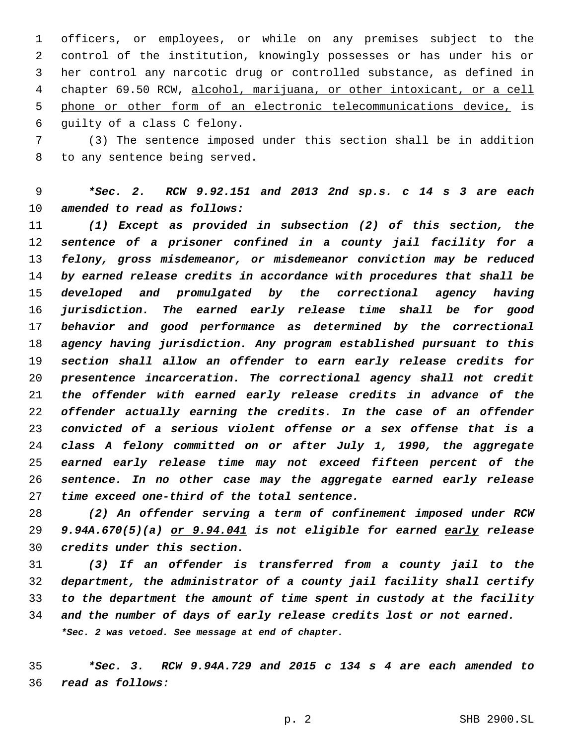officers, or employees, or while on any premises subject to the control of the institution, knowingly possesses or has under his or her control any narcotic drug or controlled substance, as defined in chapter 69.50 RCW, <u>alcohol, marijuana, or other intoxicant, or a cell phone or other form of an electronic telecommunications device,</u> is guilty of a class C felony.

(3) The sentence imposed under this section shall be in addition to any sentence being served.

***Sec. 2. RCW 9.92.151 and 2013 2nd sp.s. c 14 s 3 are each amended to read as follows:***

*(1) Except as provided in subsection (2) of this section, the sentence of a prisoner confined in a county jail facility for a felony, gross misdemeanor, or misdemeanor conviction may be reduced by earned release credits in accordance with procedures that shall be developed and promulgated by the correctional agency having jurisdiction. The earned early release time shall be for good behavior and good performance as determined by the correctional agency having jurisdiction. Any program established pursuant to this section shall allow an offender to earn early release credits for presentence incarceration. The correctional agency shall not credit the offender with earned early release credits in advance of the offender actually earning the credits. In the case of an offender convicted of a serious violent offense or a sex offense that is a class A felony committed on or after July 1, 1990, the aggregate earned early release time may not exceed fifteen percent of the sentence. In no other case may the aggregate earned early release time exceed one-third of the total sentence.*

*(2) An offender serving a term of confinement imposed under RCW 9.94A.670(5)(a) <u>or 9.94.041</u> is not eligible for earned <u>early</u> release credits under this section.*

*(3) If an offender is transferred from a county jail to the department, the administrator of a county jail facility shall certify to the department the amount of time spent in custody at the facility and the number of days of early release credits lost or not earned.*

***Sec. 2 was vetoed. See message at end of chapter.***

***Sec. 3. RCW 9.94A.729 and 2015 c 134 s 4 are each amended to read as follows:***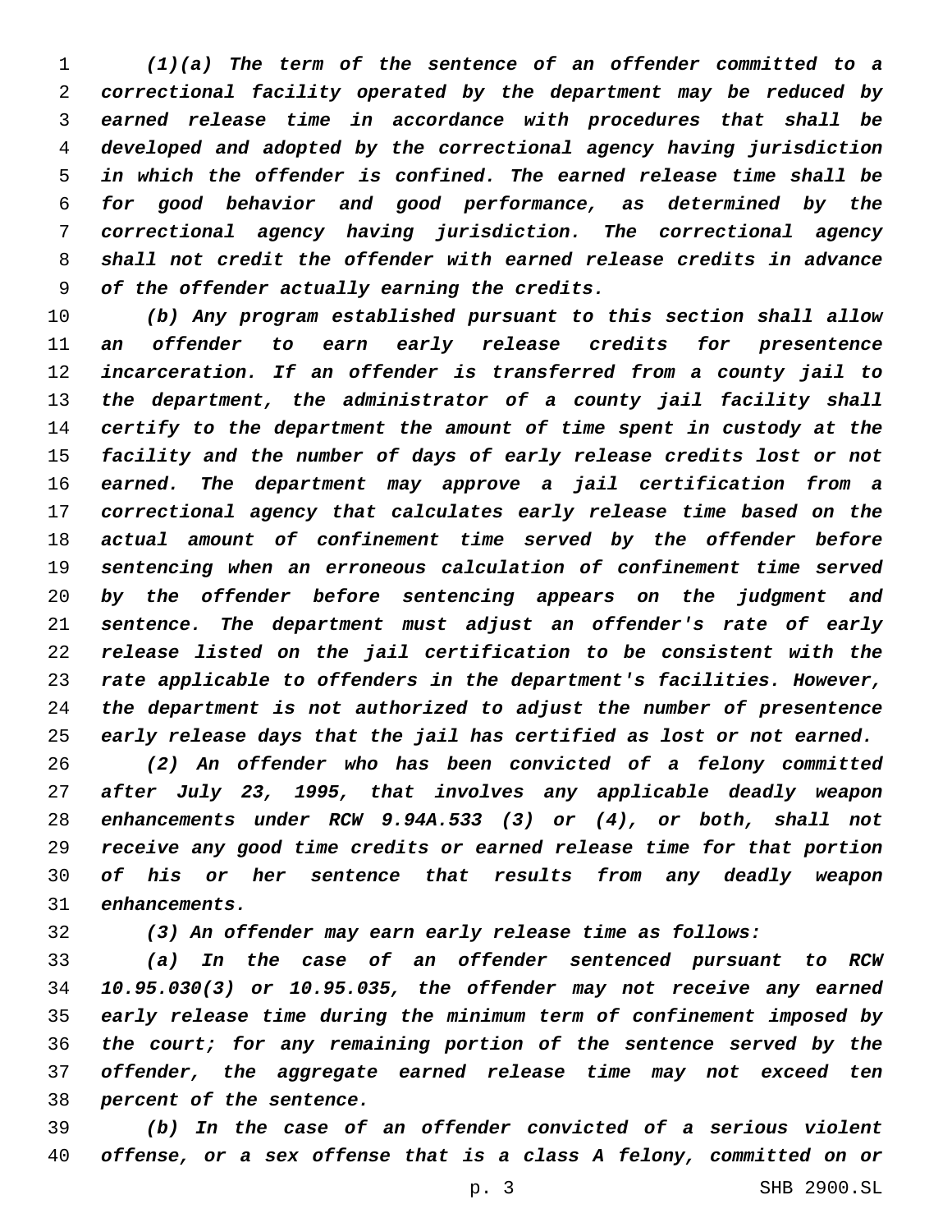*(1)(a) The term of the sentence of an offender committed to a correctional facility operated by the department may be reduced by earned release time in accordance with procedures that shall be developed and adopted by the correctional agency having jurisdiction in which the offender is confined. The earned release time shall be for good behavior and good performance, as determined by the correctional agency having jurisdiction. The correctional agency shall not credit the offender with earned release credits in advance of the offender actually earning the credits.*

*(b) Any program established pursuant to this section shall allow an offender to earn early release credits for presentence incarceration. If an offender is transferred from a county jail to the department, the administrator of a county jail facility shall certify to the department the amount of time spent in custody at the facility and the number of days of early release credits lost or not earned. The department may approve a jail certification from a correctional agency that calculates early release time based on the actual amount of confinement time served by the offender before sentencing when an erroneous calculation of confinement time served by the offender before sentencing appears on the judgment and sentence. The department must adjust an offender's rate of early release listed on the jail certification to be consistent with the rate applicable to offenders in the department's facilities. However, the department is not authorized to adjust the number of presentence early release days that the jail has certified as lost or not earned.*

*(2) An offender who has been convicted of a felony committed after July 23, 1995, that involves any applicable deadly weapon enhancements under RCW 9.94A.533 (3) or (4), or both, shall not receive any good time credits or earned release time for that portion of his or her sentence that results from any deadly weapon enhancements.*

*(3) An offender may earn early release time as follows:*

*(a) In the case of an offender sentenced pursuant to RCW 10.95.030(3) or 10.95.035, the offender may not receive any earned early release time during the minimum term of confinement imposed by the court; for any remaining portion of the sentence served by the offender, the aggregate earned release time may not exceed ten percent of the sentence.*

*(b) In the case of an offender convicted of a serious violent offense, or a sex offense that is a class A felony, committed on or*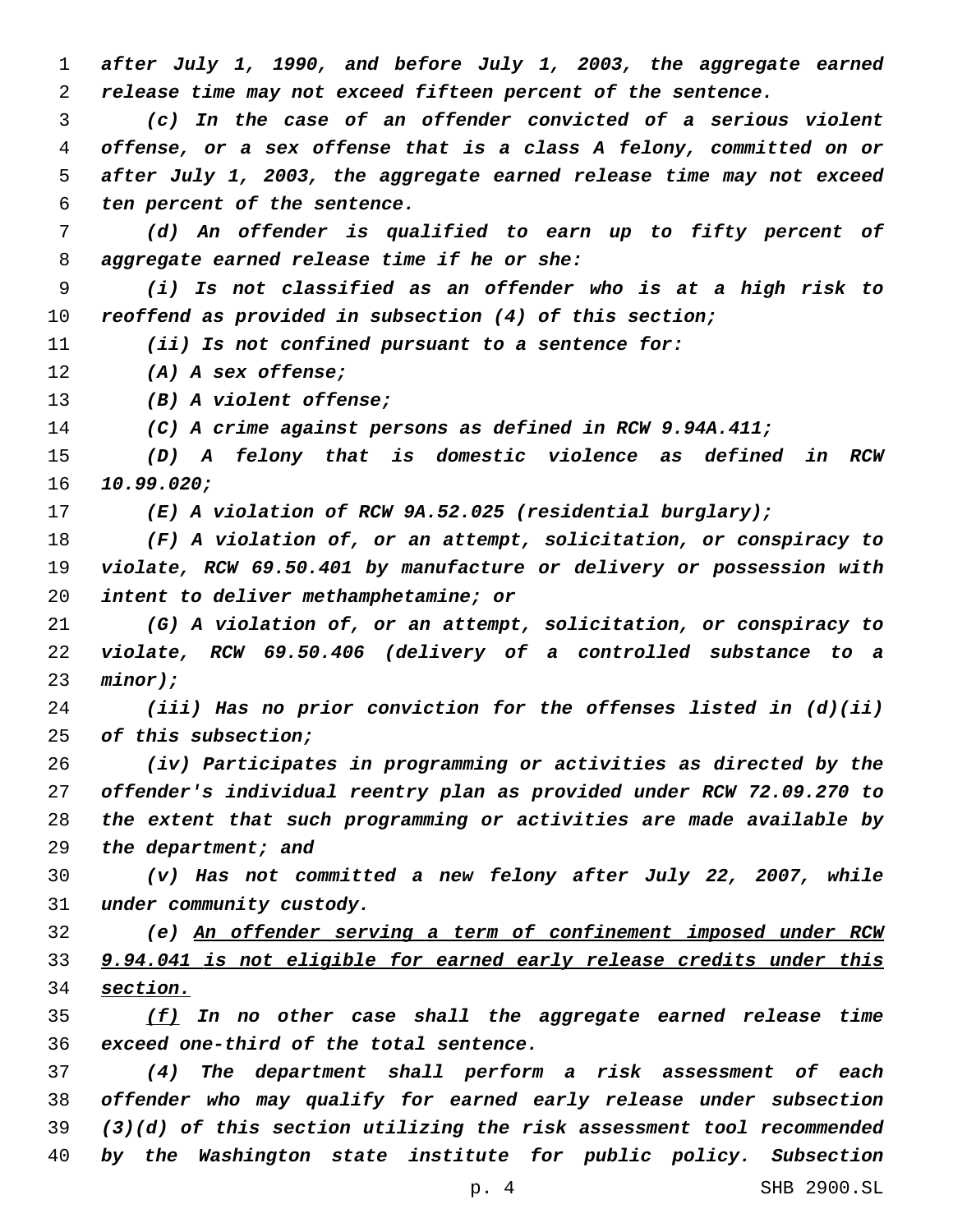*after July 1, 1990, and before July 1, 2003, the aggregate earned release time may not exceed fifteen percent of the sentence.*

*(c) In the case of an offender convicted of a serious violent offense, or a sex offense that is a class A felony, committed on or after July 1, 2003, the aggregate earned release time may not exceed ten percent of the sentence.*

*(d) An offender is qualified to earn up to fifty percent of aggregate earned release time if he or she:*

*(i) Is not classified as an offender who is at a high risk to reoffend as provided in subsection (4) of this section;*

*(ii) Is not confined pursuant to a sentence for:*

*(A) A sex offense;*

*(B) A violent offense;*

*(C) A crime against persons as defined in RCW 9.94A.411;*

*(D) A felony that is domestic violence as defined in RCW 10.99.020;*

*(E) A violation of RCW 9A.52.025 (residential burglary);*

*(F) A violation of, or an attempt, solicitation, or conspiracy to violate, RCW 69.50.401 by manufacture or delivery or possession with intent to deliver methamphetamine; or*

*(G) A violation of, or an attempt, solicitation, or conspiracy to violate, RCW 69.50.406 (delivery of a controlled substance to a minor);*

*(iii) Has no prior conviction for the offenses listed in (d)(ii) of this subsection;*

*(iv) Participates in programming or activities as directed by the offender's individual reentry plan as provided under RCW 72.09.270 to the extent that such programming or activities are made available by the department; and*

*(v) Has not committed a new felony after July 22, 2007, while under community custody.*

*(e) <u>An offender serving a term of confinement imposed under RCW 9.94.041 is not eligible for earned early release credits under this section.</u>*

*<u>(f)</u> In no other case shall the aggregate earned release time exceed one-third of the total sentence.*

*(4) The department shall perform a risk assessment of each offender who may qualify for earned early release under subsection (3)(d) of this section utilizing the risk assessment tool recommended by the Washington state institute for public policy. Subsection*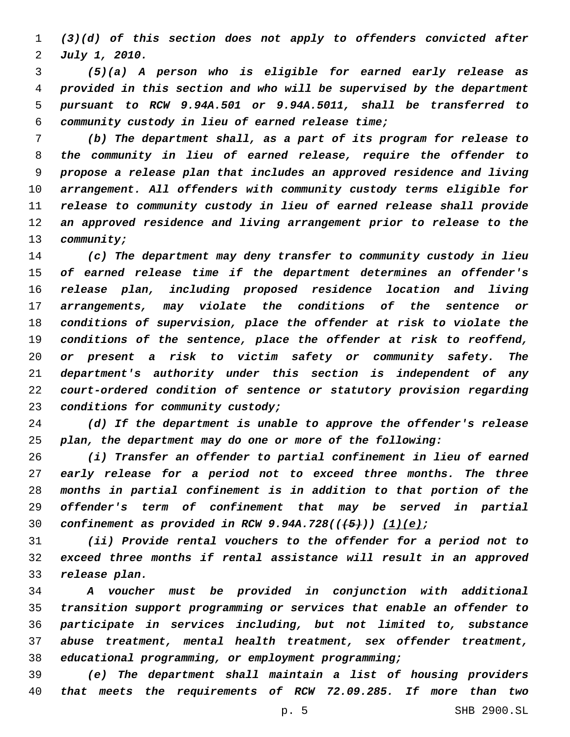*(3)(d) of this section does not apply to offenders convicted after July 1, 2010.*

*(5)(a) A person who is eligible for earned early release as provided in this section and who will be supervised by the department pursuant to RCW 9.94A.501 or 9.94A.5011, shall be transferred to community custody in lieu of earned release time;*

*(b) The department shall, as a part of its program for release to the community in lieu of earned release, require the offender to propose a release plan that includes an approved residence and living arrangement. All offenders with community custody terms eligible for release to community custody in lieu of earned release shall provide an approved residence and living arrangement prior to release to the community;*

*(c) The department may deny transfer to community custody in lieu of earned release time if the department determines an offender's release plan, including proposed residence location and living arrangements, may violate the conditions of the sentence or conditions of supervision, place the offender at risk to violate the conditions of the sentence, place the offender at risk to reoffend, or present a risk to victim safety or community safety. The department's authority under this section is independent of any court-ordered condition of sentence or statutory provision regarding conditions for community custody;*

*(d) If the department is unable to approve the offender's release plan, the department may do one or more of the following:*

*(i) Transfer an offender to partial confinement in lieu of earned early release for a period not to exceed three months. The three months in partial confinement is in addition to that portion of the offender's term of confinement that may be served in partial confinement as provided in RCW 9.94A.728((~~(5)~~)) (1)(e);*

*(ii) Provide rental vouchers to the offender for a period not to exceed three months if rental assistance will result in an approved release plan.*

*A voucher must be provided in conjunction with additional transition support programming or services that enable an offender to participate in services including, but not limited to, substance abuse treatment, mental health treatment, sex offender treatment, educational programming, or employment programming;*

*(e) The department shall maintain a list of housing providers that meets the requirements of RCW 72.09.285. If more than two*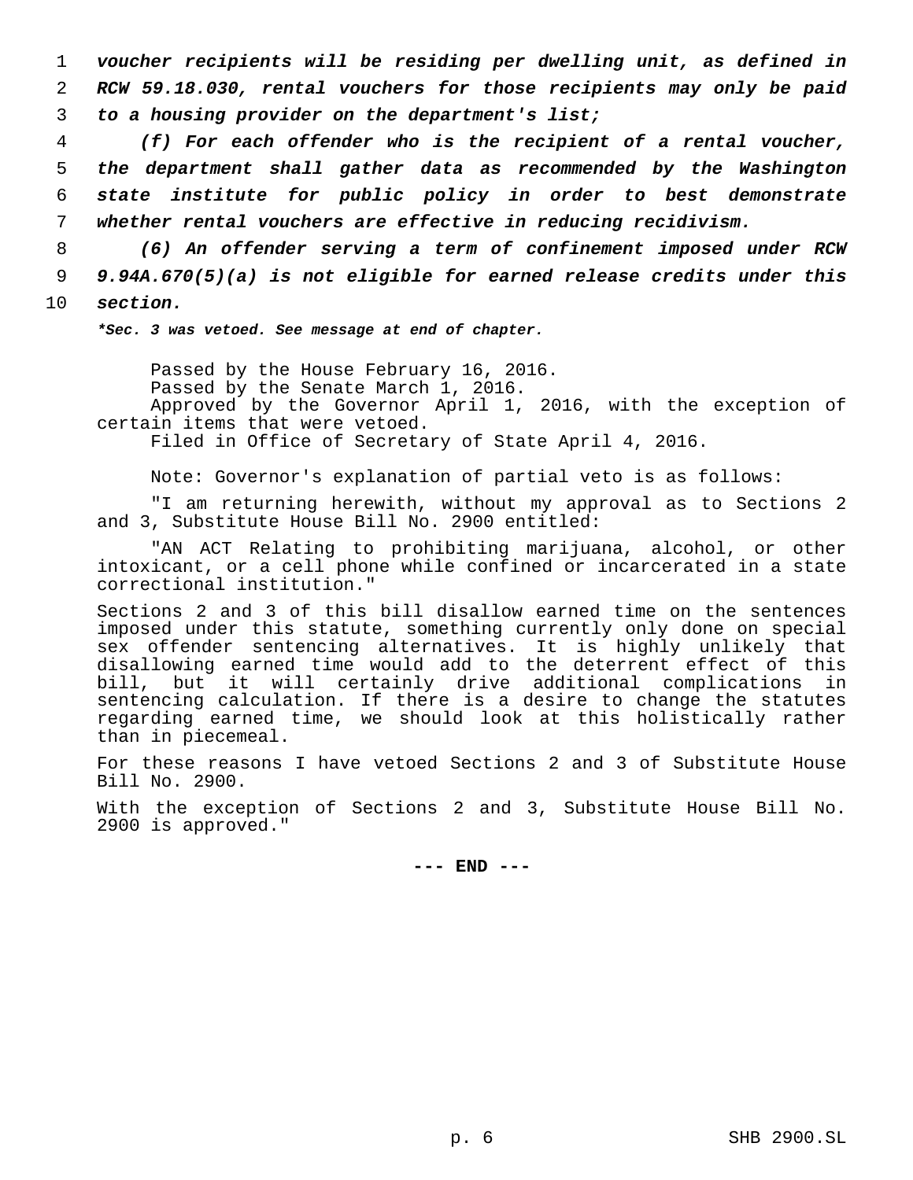***voucher recipients will be residing per dwelling unit, as defined in RCW 59.18.030, rental vouchers for those recipients may only be paid to a housing provider on the department's list;***

***(f) For each offender who is the recipient of a rental voucher, the department shall gather data as recommended by the Washington state institute for public policy in order to best demonstrate whether rental vouchers are effective in reducing recidivism.***

***(6) An offender serving a term of confinement imposed under RCW 9.94A.670(5)(a) is not eligible for earned release credits under this section.***

***\*Sec. 3 was vetoed. See message at end of chapter.***

Passed by the House February 16, 2016.
Passed by the Senate March 1, 2016.
Approved by the Governor April 1, 2016, with the exception of certain items that were vetoed.
Filed in Office of Secretary of State April 4, 2016.

Note: Governor's explanation of partial veto is as follows:

"I am returning herewith, without my approval as to Sections 2 and 3, Substitute House Bill No. 2900 entitled:

"AN ACT Relating to prohibiting marijuana, alcohol, or other intoxicant, or a cell phone while confined or incarcerated in a state correctional institution."

Sections 2 and 3 of this bill disallow earned time on the sentences imposed under this statute, something currently only done on special sex offender sentencing alternatives. It is highly unlikely that disallowing earned time would add to the deterrent effect of this bill, but it will certainly drive additional complications in sentencing calculation. If there is a desire to change the statutes regarding earned time, we should look at this holistically rather than in piecemeal.

For these reasons I have vetoed Sections 2 and 3 of Substitute House Bill No. 2900.

With the exception of Sections 2 and 3, Substitute House Bill No. 2900 is approved."

**--- END ---**